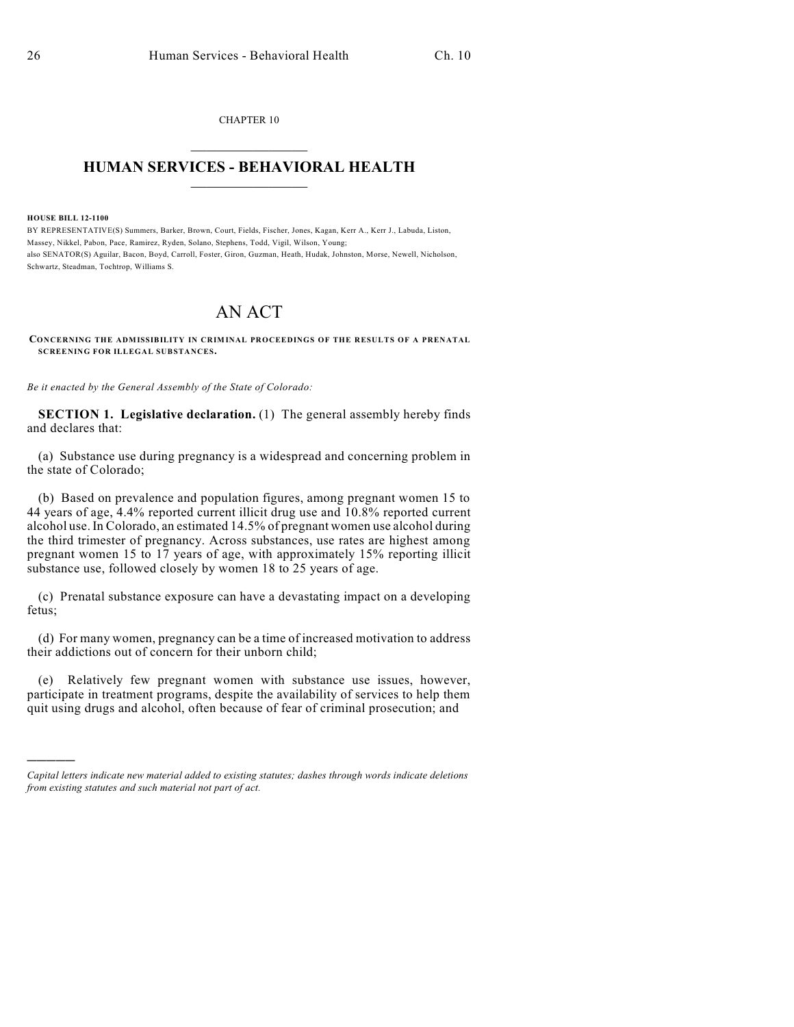CHAPTER 10

# HUMAN SERVICES - BEHAVIORAL HEALTH

**HOUSE BILL 12-1100**

BY REPRESENTATIVE(S) Summers, Barker, Brown, Court, Fields, Fischer, Jones, Kagan, Kerr A., Kerr J., Labuda, Liston, Massey, Nikkel, Pabon, Pace, Ramirez, Ryden, Solano, Stephens, Todd, Vigil, Wilson, Young;
also SENATOR(S) Aguilar, Bacon, Boyd, Carroll, Foster, Giron, Guzman, Heath, Hudak, Johnston, Morse, Newell, Nicholson, Schwartz, Steadman, Tochtrop, Williams S.

# AN ACT

**CONCERNING THE ADMISSIBILITY IN CRIMINAL PROCEEDINGS OF THE RESULTS OF A PRENATAL SCREENING FOR ILLEGAL SUBSTANCES.**

*Be it enacted by the General Assembly of the State of Colorado:*

**SECTION 1. Legislative declaration.** (1) The general assembly hereby finds and declares that:

(a) Substance use during pregnancy is a widespread and concerning problem in the state of Colorado;

(b) Based on prevalence and population figures, among pregnant women 15 to 44 years of age, 4.4% reported current illicit drug use and 10.8% reported current alcohol use. In Colorado, an estimated 14.5% of pregnant women use alcohol during the third trimester of pregnancy. Across substances, use rates are highest among pregnant women 15 to 17 years of age, with approximately 15% reporting illicit substance use, followed closely by women 18 to 25 years of age.

(c) Prenatal substance exposure can have a devastating impact on a developing fetus;

(d) For many women, pregnancy can be a time of increased motivation to address their addictions out of concern for their unborn child;

(e) Relatively few pregnant women with substance use issues, however, participate in treatment programs, despite the availability of services to help them quit using drugs and alcohol, often because of fear of criminal prosecution; and

*Capital letters indicate new material added to existing statutes; dashes through words indicate deletions from existing statutes and such material not part of act.*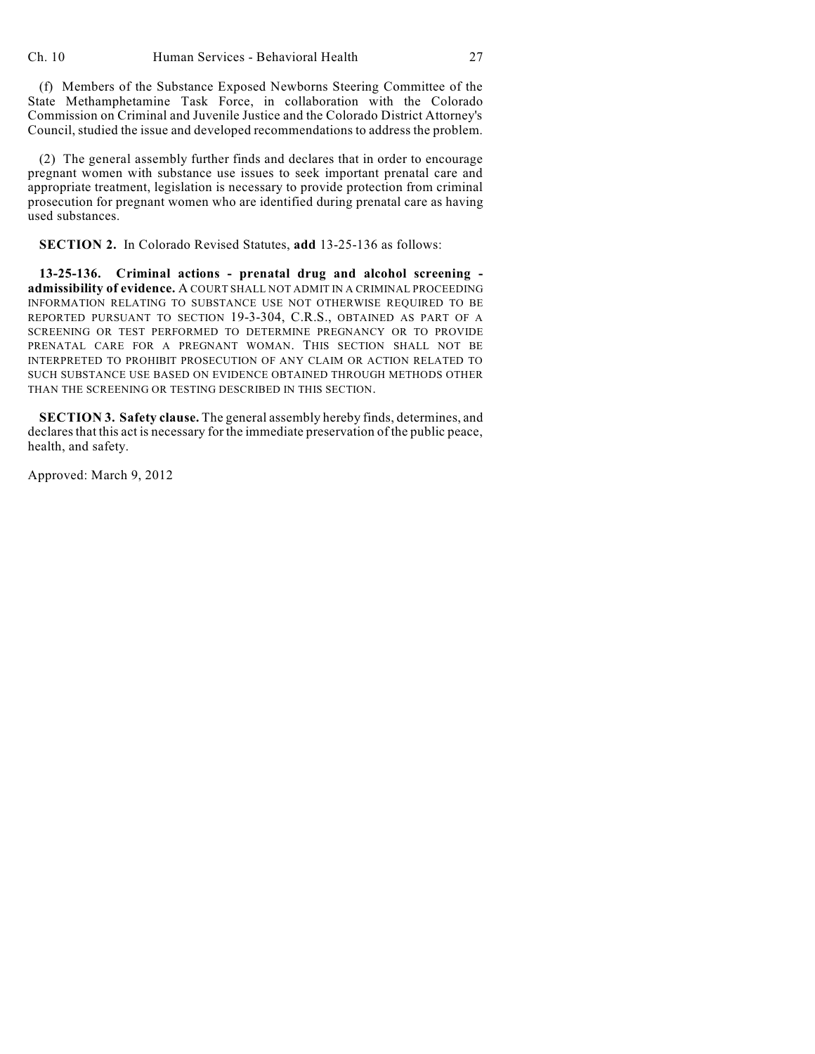(f) Members of the Substance Exposed Newborns Steering Committee of the State Methamphetamine Task Force, in collaboration with the Colorado Commission on Criminal and Juvenile Justice and the Colorado District Attorney's Council, studied the issue and developed recommendations to address the problem.

(2) The general assembly further finds and declares that in order to encourage pregnant women with substance use issues to seek important prenatal care and appropriate treatment, legislation is necessary to provide protection from criminal prosecution for pregnant women who are identified during prenatal care as having used substances.

**SECTION 2.** In Colorado Revised Statutes, **add** 13-25-136 as follows:

**13-25-136. Criminal actions - prenatal drug and alcohol screening - admissibility of evidence.** A COURT SHALL NOT ADMIT IN A CRIMINAL PROCEEDING INFORMATION RELATING TO SUBSTANCE USE NOT OTHERWISE REQUIRED TO BE REPORTED PURSUANT TO SECTION 19-3-304, C.R.S., OBTAINED AS PART OF A SCREENING OR TEST PERFORMED TO DETERMINE PREGNANCY OR TO PROVIDE PRENATAL CARE FOR A PREGNANT WOMAN. THIS SECTION SHALL NOT BE INTERPRETED TO PROHIBIT PROSECUTION OF ANY CLAIM OR ACTION RELATED TO SUCH SUBSTANCE USE BASED ON EVIDENCE OBTAINED THROUGH METHODS OTHER THAN THE SCREENING OR TESTING DESCRIBED IN THIS SECTION.

**SECTION 3. Safety clause.** The general assembly hereby finds, determines, and declares that this act is necessary for the immediate preservation of the public peace, health, and safety.

Approved: March 9, 2012